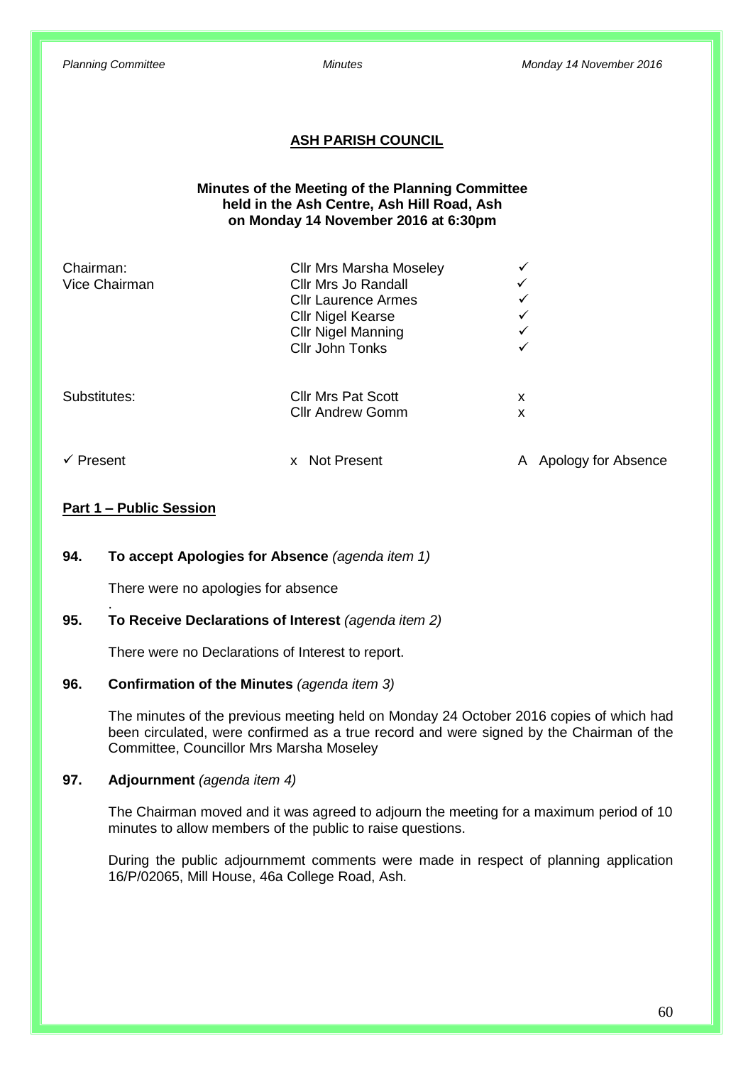## ASH PARISH COUNCIL

**Minutes of the Meeting of the Planning Committee held in the Ash Centre, Ash Hill Road, Ash on Monday 14 November 2016 at 6:30pm**

| | | |
|---|---|---|
| Chairman: | Cllr Mrs Marsha Moseley | ✓ |
| Vice Chairman | Cllr Mrs Jo Randall | ✓ |
| | Cllr Laurence Armes | ✓ |
| | Cllr Nigel Kearse | ✓ |
| | Cllr Nigel Manning | ✓ |
| | Cllr John Tonks | ✓ |
| Substitutes: | Cllr Mrs Pat Scott | x |
| | Cllr Andrew Gomm | x |

✓ Present    x Not Present    A Apology for Absence

**Part 1 – Public Session**

**94. To accept Apologies for Absence** *(agenda item 1)*

There were no apologies for absence

.

**95. To Receive Declarations of Interest** *(agenda item 2)*

There were no Declarations of Interest to report.

**96. Confirmation of the Minutes** *(agenda item 3)*

The minutes of the previous meeting held on Monday 24 October 2016 copies of which had been circulated, were confirmed as a true record and were signed by the Chairman of the Committee, Councillor Mrs Marsha Moseley

**97. Adjournment** *(agenda item 4)*

The Chairman moved and it was agreed to adjourn the meeting for a maximum period of 10 minutes to allow members of the public to raise questions.

During the public adjournmemt comments were made in respect of planning application 16/P/02065, Mill House, 46a College Road, Ash.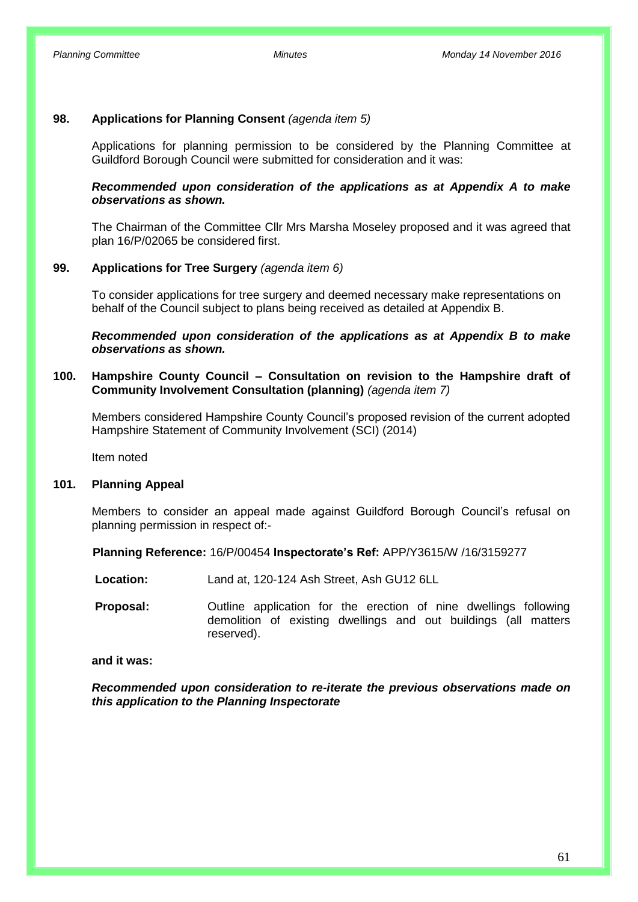## 98. Applications for Planning Consent *(agenda item 5)*

Applications for planning permission to be considered by the Planning Committee at Guildford Borough Council were submitted for consideration and it was:

***Recommended upon consideration of the applications as at Appendix A to make observations as shown.***

The Chairman of the Committee Cllr Mrs Marsha Moseley proposed and it was agreed that plan 16/P/02065 be considered first.

## 99. Applications for Tree Surgery *(agenda item 6)*

To consider applications for tree surgery and deemed necessary make representations on behalf of the Council subject to plans being received as detailed at Appendix B.

***Recommended upon consideration of the applications as at Appendix B to make observations as shown.***

## 100. Hampshire County Council – Consultation on revision to the Hampshire draft of Community Involvement Consultation (planning) *(agenda item 7)*

Members considered Hampshire County Council's proposed revision of the current adopted Hampshire Statement of Community Involvement (SCI) (2014)

Item noted

## 101. Planning Appeal

Members to consider an appeal made against Guildford Borough Council's refusal on planning permission in respect of:-

**Planning Reference:** 16/P/00454 **Inspectorate's Ref:** APP/Y3615/W /16/3159277

**Location:** Land at, 120-124 Ash Street, Ash GU12 6LL

**Proposal:** Outline application for the erection of nine dwellings following demolition of existing dwellings and out buildings (all matters reserved).

**and it was:**

***Recommended upon consideration to re-iterate the previous observations made on this application to the Planning Inspectorate***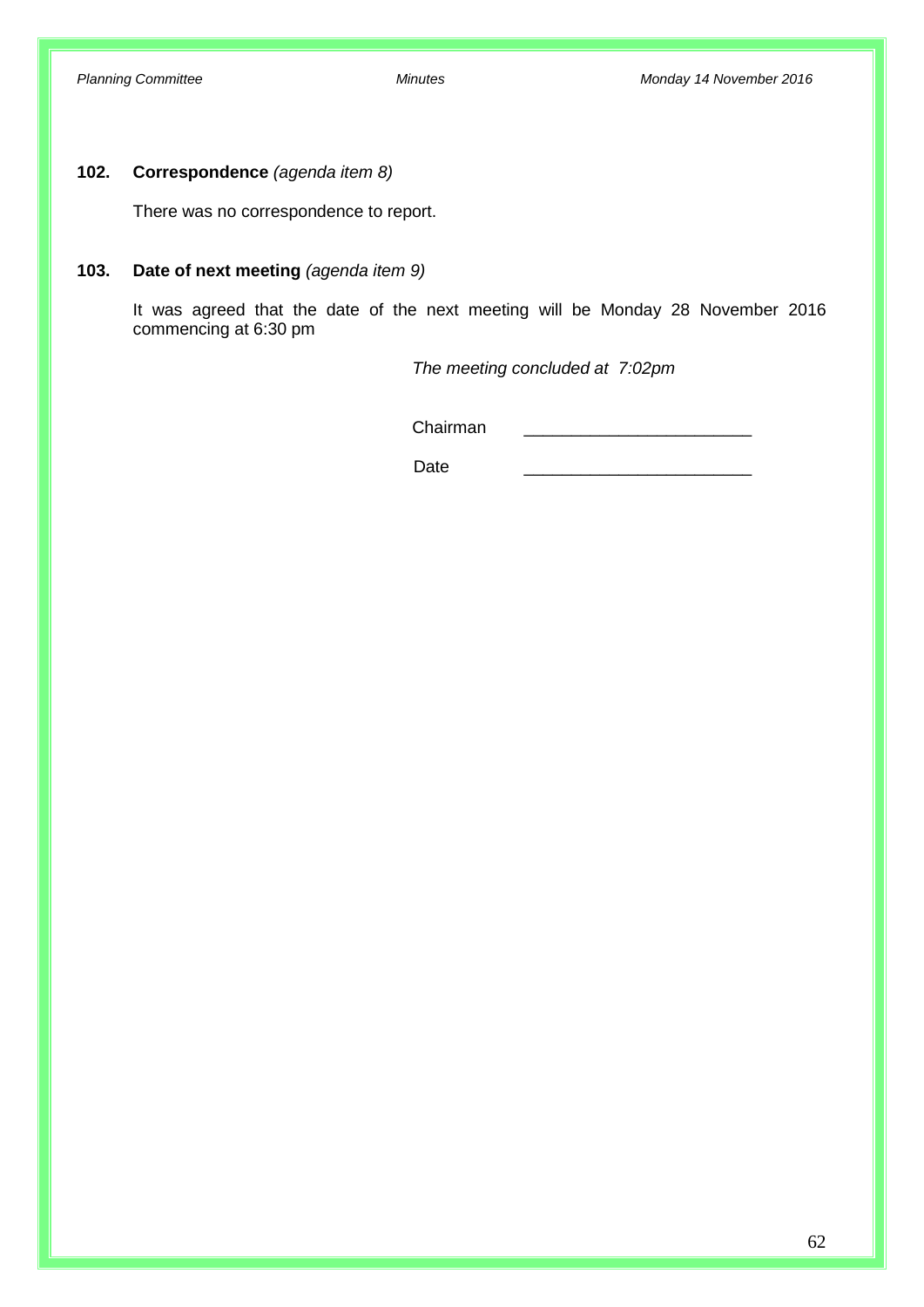## 102. **Correspondence** *(agenda item 8)*

There was no correspondence to report.

## 103. **Date of next meeting** *(agenda item 9)*

It was agreed that the date of the next meeting will be Monday 28 November 2016 commencing at 6:30 pm

*The meeting concluded at 7:02pm*

Chairman ________________________

Date ________________________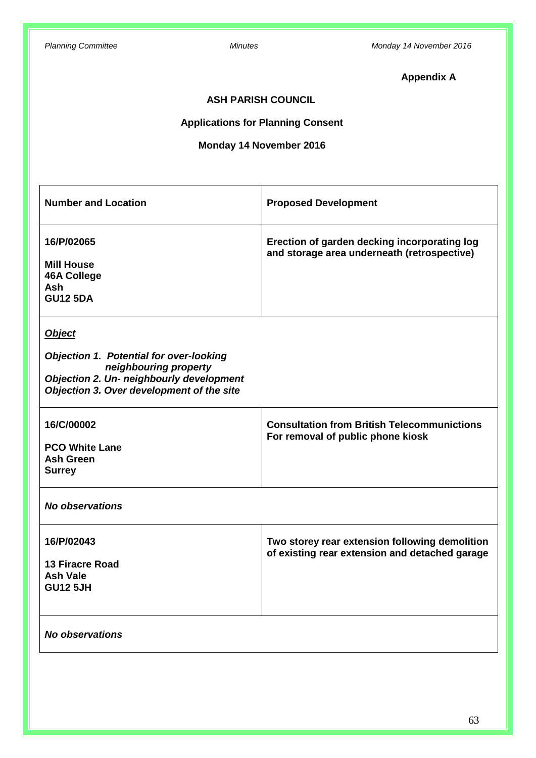**Appendix A**

**ASH PARISH COUNCIL**

**Applications for Planning Consent**

**Monday 14 November 2016**

| Number and Location | Proposed Development |
|---|---|
| **16/P/02065**<br><br>**Mill House**<br>**46A College**<br>**Ash**<br>**GU12 5DA** | **Erection of garden decking incorporating log and storage area underneath (retrospective)** |
| ***Object***<br><br>***Objection 1. Potential for over-looking neighbouring property***<br>***Objection 2. Un- neighbourly development***<br>***Objection 3. Over development of the site*** | |
| **16/C/00002**<br><br>**PCO White Lane**<br>**Ash Green**<br>**Surrey** | **Consultation from British Telecommunictions For removal of public phone kiosk** |
| ***No observations*** | |
| **16/P/02043**<br><br>**13 Firacre Road**<br>**Ash Vale**<br>**GU12 5JH** | **Two storey rear extension following demolition of existing rear extension and detached garage** |
| ***No observations*** | |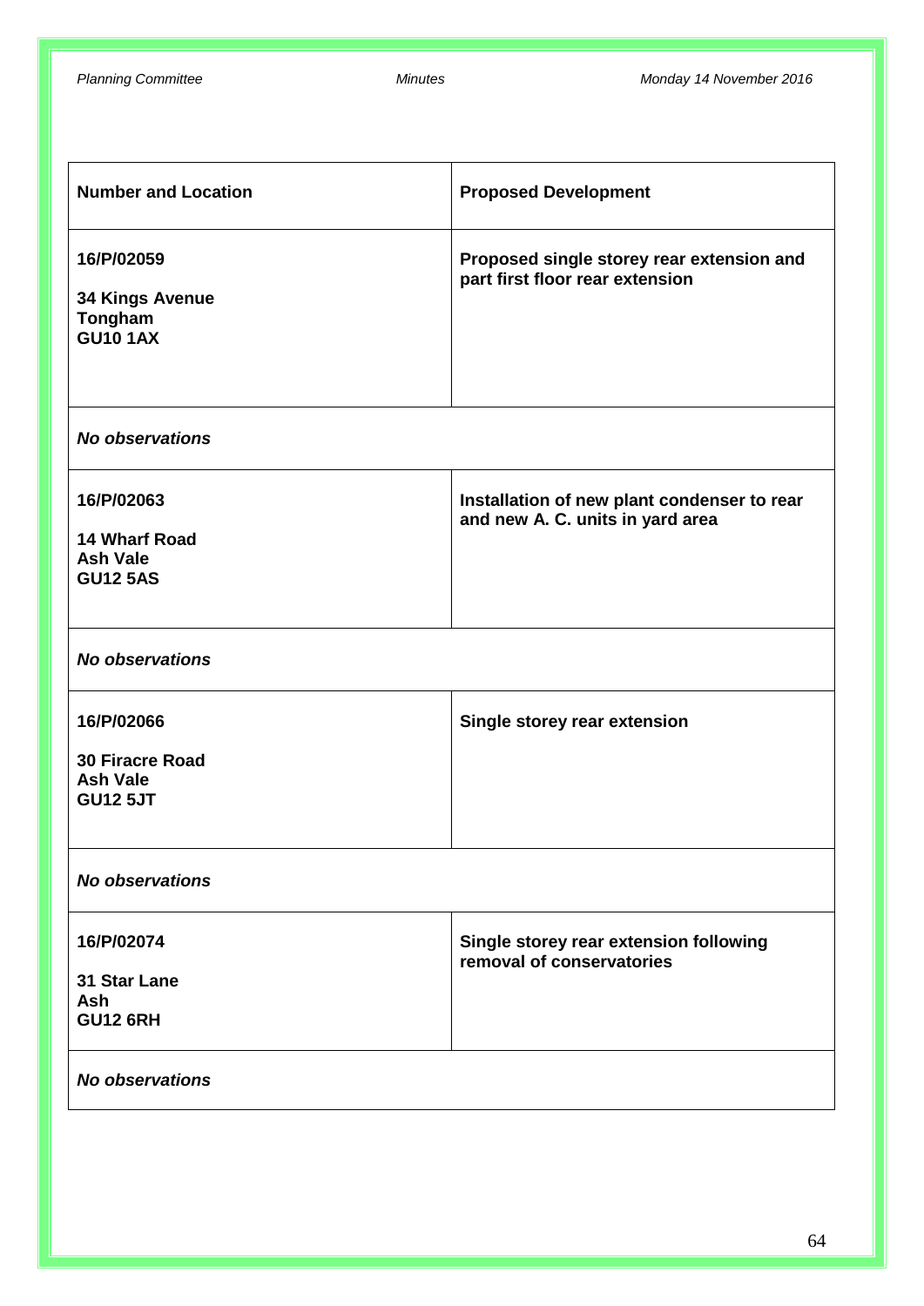| **Number and Location** | **Proposed Development** |
|---|---|
| **16/P/02059**<br><br>**34 Kings Avenue**<br>**Tongham**<br>**GU10 1AX** | **Proposed single storey rear extension and part first floor rear extension** |
| ***No observations*** | |
| **16/P/02063**<br><br>**14 Wharf Road**<br>**Ash Vale**<br>**GU12 5AS** | **Installation of new plant condenser to rear and new A. C. units in yard area** |
| ***No observations*** | |
| **16/P/02066**<br><br>**30 Firacre Road**<br>**Ash Vale**<br>**GU12 5JT** | **Single storey rear extension** |
| ***No observations*** | |
| **16/P/02074**<br><br>**31 Star Lane**<br>**Ash**<br>**GU12 6RH** | **Single storey rear extension following removal of conservatories** |
| ***No observations*** | |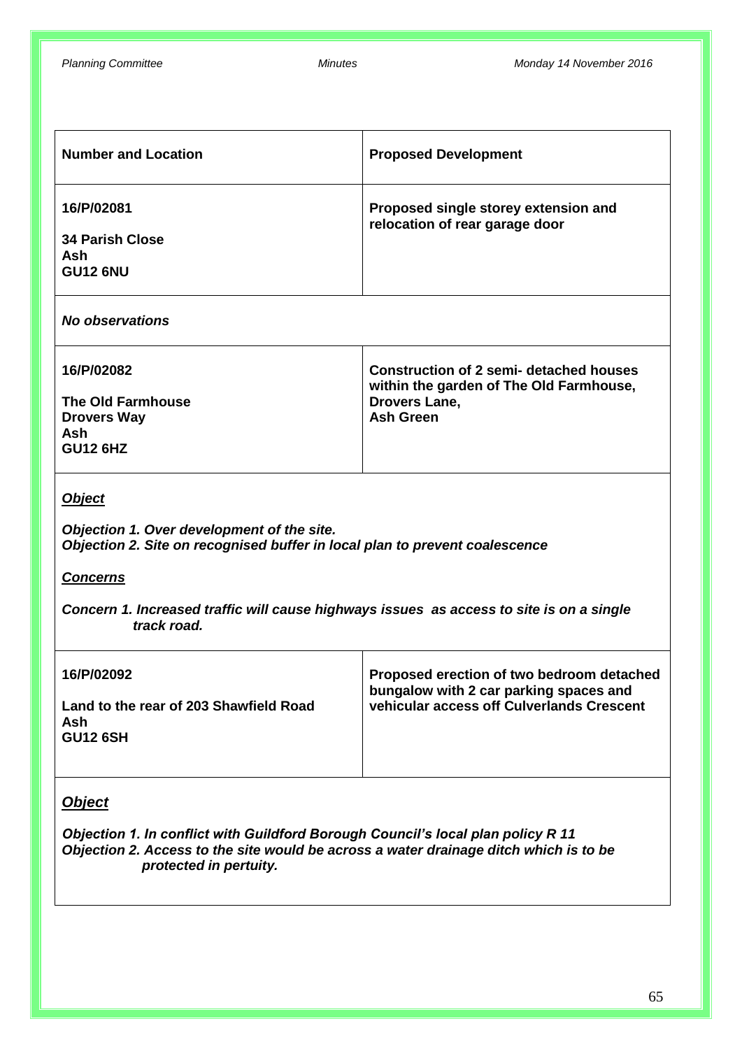| **Number and Location** | **Proposed Development** |
|---|---|
| **16/P/02081**<br><br>**34 Parish Close**<br>**Ash**<br>**GU12 6NU** | **Proposed single storey extension and relocation of rear garage door** |
| ***No observations*** | |
| **16/P/02082**<br><br>**The Old Farmhouse**<br>**Drovers Way**<br>**Ash**<br>**GU12 6HZ** | **Construction of 2 semi- detached houses within the garden of The Old Farmhouse, Drovers Lane, Ash Green** |
| ***<u>Object</u>***<br><br>***Objection 1. Over development of the site.***<br>***Objection 2. Site on recognised buffer in local plan to prevent coalescence***<br><br>***<u>Concerns</u>***<br><br>***Concern 1. Increased traffic will cause highways issues as access to site is on a single track road.*** | |
| **16/P/02092**<br><br>**Land to the rear of 203 Shawfield Road**<br>**Ash**<br>**GU12 6SH** | **Proposed erection of two bedroom detached bungalow with 2 car parking spaces and vehicular access off Culverlands Crescent** |
| ***<u>Object</u>***<br><br>***Objection 1. In conflict with Guildford Borough Council's local plan policy R 11***<br>***Objection 2. Access to the site would be across a water drainage ditch which is to be protected in pertuity.*** | |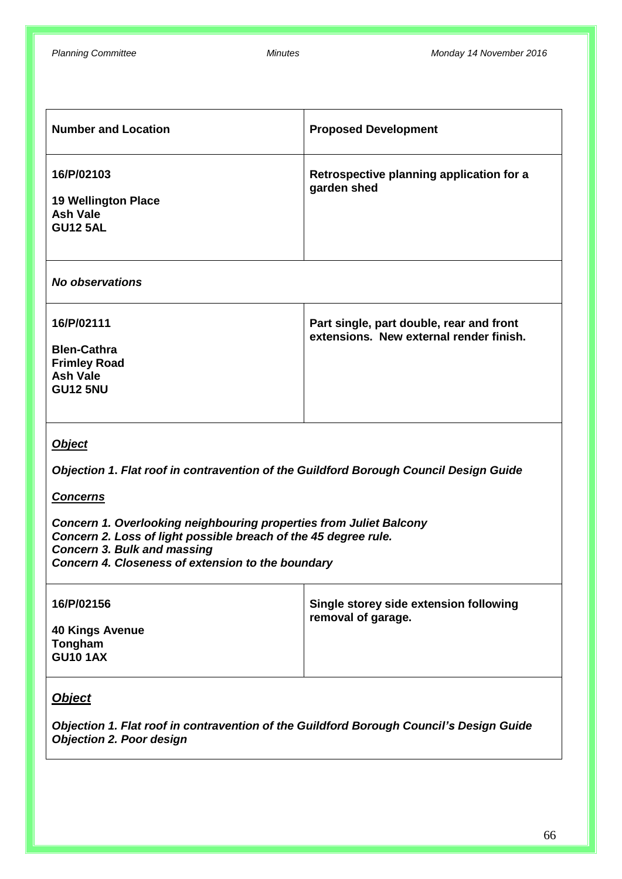| **Number and Location** | **Proposed Development** |
| --- | --- |
| **16/P/02103**<br><br>**19 Wellington Place**<br>**Ash Vale**<br>**GU12 5AL** | **Retrospective planning application for a garden shed** |
| ***No observations*** | |
| **16/P/02111**<br><br>**Blen-Cathra**<br>**Frimley Road**<br>**Ash Vale**<br>**GU12 5NU** | **Part single, part double, rear and front extensions. New external render finish.** |
| ***<u>Object</u>***<br><br>***Objection 1. Flat roof in contravention of the Guildford Borough Council Design Guide***<br><br>***<u>Concerns</u>***<br><br>***Concern 1. Overlooking neighbouring properties from Juliet Balcony***<br>***Concern 2. Loss of light possible breach of the 45 degree rule.***<br>***Concern 3. Bulk and massing***<br>***Concern 4. Closeness of extension to the boundary*** | |
| **16/P/02156**<br><br>**40 Kings Avenue**<br>**Tongham**<br>**GU10 1AX** | **Single storey side extension following removal of garage.** |
| ***<u>Object</u>***<br><br>***Objection 1. Flat roof in contravention of the Guildford Borough Council's Design Guide***<br>***Objection 2. Poor design*** | |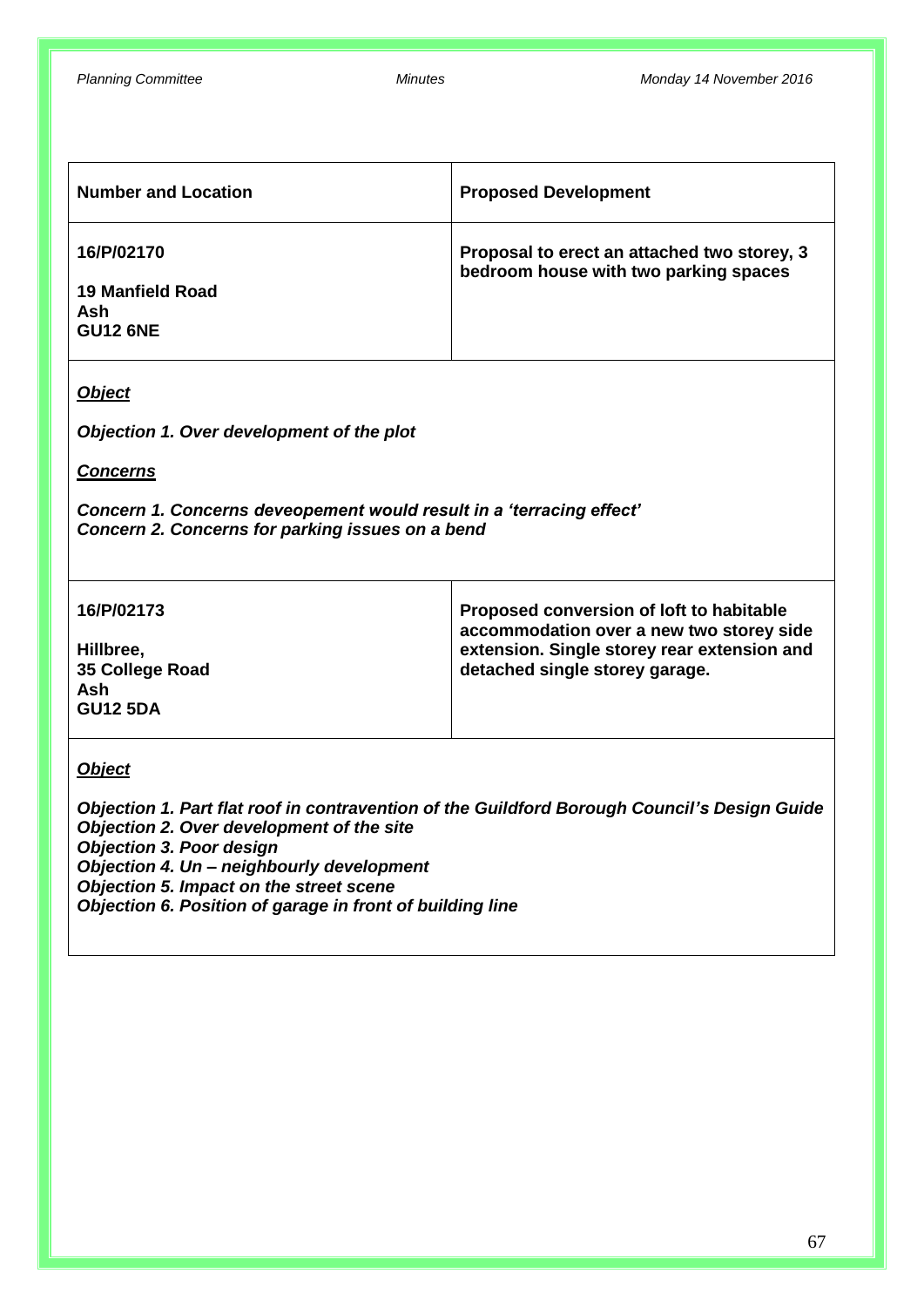| Number and Location | Proposed Development |
|---|---|
| **16/P/02170**<br><br>**19 Manfield Road**<br>**Ash**<br>**GU12 6NE** | **Proposal to erect an attached two storey, 3 bedroom house with two parking spaces** |

***Object***

***Objection 1. Over development of the plot***

***Concerns***

***Concern 1. Concerns deveopement would result in a 'terracing effect'***
***Concern 2. Concerns for parking issues on a bend***

| Number and Location | Proposed Development |
|---|---|
| **16/P/02173**<br><br>**Hillbree,**<br>**35 College Road**<br>**Ash**<br>**GU12 5DA** | **Proposed conversion of loft to habitable accommodation over a new two storey side extension. Single storey rear extension and detached single storey garage.** |

***Object***

***Objection 1. Part flat roof in contravention of the Guildford Borough Council's Design Guide***
***Objection 2. Over development of the site***
***Objection 3. Poor design***
***Objection 4. Un – neighbourly development***
***Objection 5. Impact on the street scene***
***Objection 6. Position of garage in front of building line***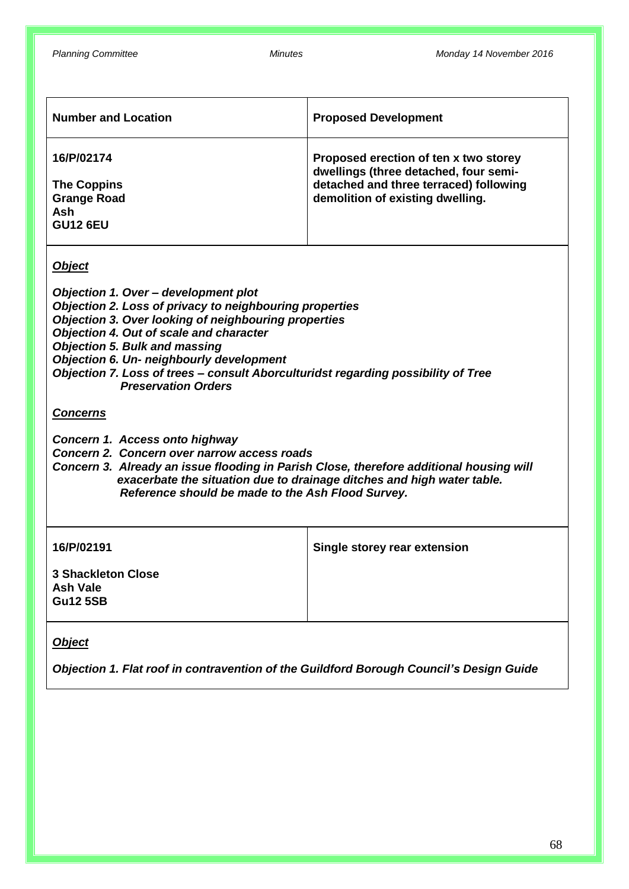| Number and Location | Proposed Development |
|---|---|
| **16/P/02174**<br><br>**The Coppins**<br>**Grange Road**<br>**Ash**<br>**GU12 6EU** | **Proposed erection of ten x two storey dwellings (three detached, four semi-detached and three terraced) following demolition of existing dwelling.** |

***Object***

***Objection 1. Over – development plot***
***Objection 2. Loss of privacy to neighbouring properties***
***Objection 3. Over looking of neighbouring properties***
***Objection 4. Out of scale and character***
***Objection 5. Bulk and massing***
***Objection 6. Un- neighbourly development***
***Objection 7. Loss of trees – consult Aborculturidst regarding possibility of Tree Preservation Orders***

***Concerns***

***Concern 1. Access onto highway***
***Concern 2. Concern over narrow access roads***
***Concern 3. Already an issue flooding in Parish Close, therefore additional housing will exacerbate the situation due to drainage ditches and high water table. Reference should be made to the Ash Flood Survey.***

| Number and Location | Proposed Development |
|---|---|
| **16/P/02191**<br><br>**3 Shackleton Close**<br>**Ash Vale**<br>**Gu12 5SB** | **Single storey rear extension** |

***Object***

***Objection 1. Flat roof in contravention of the Guildford Borough Council's Design Guide***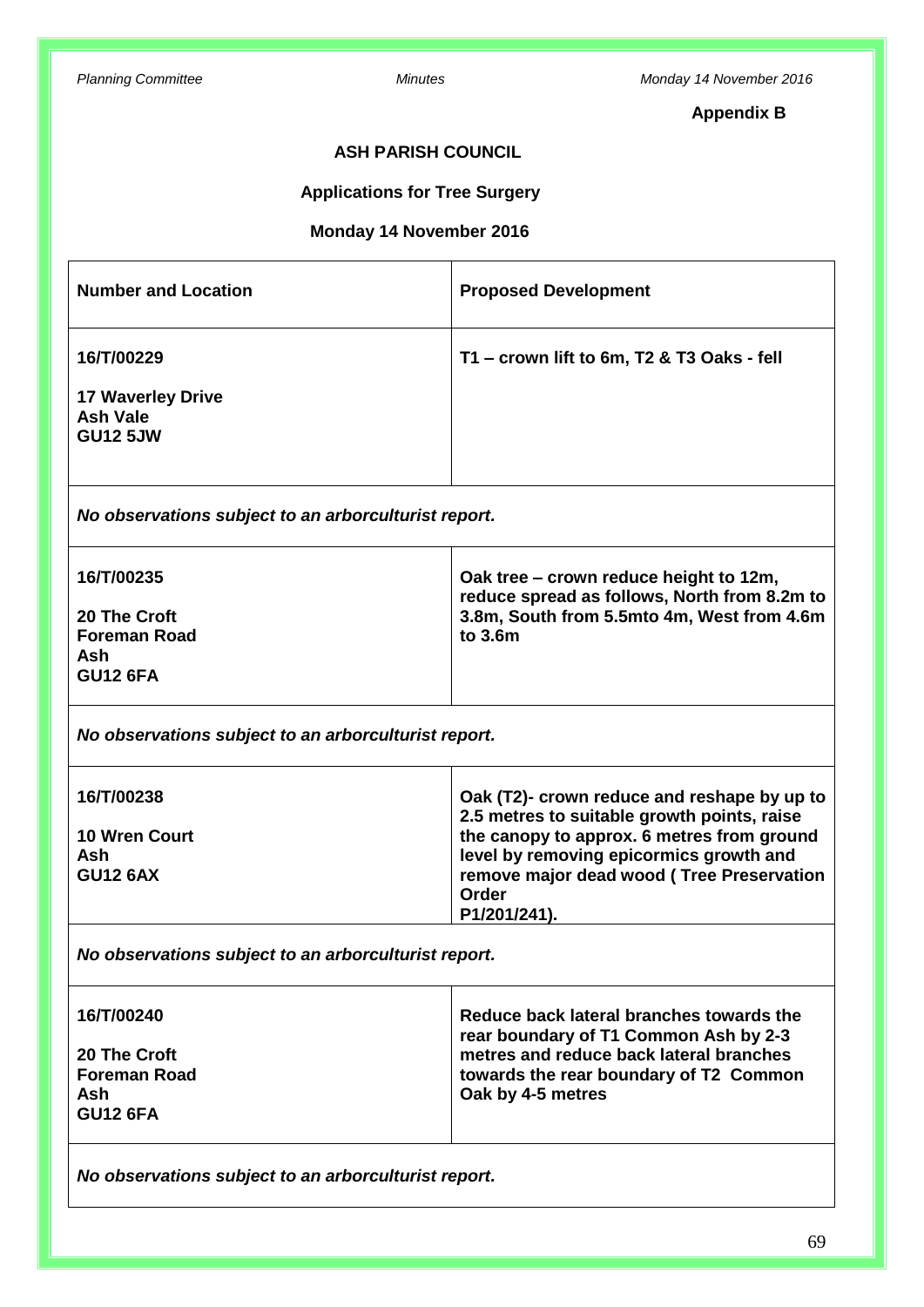**Appendix B**

**ASH PARISH COUNCIL**

**Applications for Tree Surgery**

**Monday 14 November 2016**

| **Number and Location** | **Proposed Development** |
|---|---|
| **16/T/00229**<br><br>**17 Waverley Drive**<br>**Ash Vale**<br>**GU12 5JW** | **T1 – crown lift to 6m, T2 & T3 Oaks - fell** |
| ***No observations subject to an arborculturist report.*** | |
| **16/T/00235**<br><br>**20 The Croft**<br>**Foreman Road**<br>**Ash**<br>**GU12 6FA** | **Oak tree – crown reduce height to 12m, reduce spread as follows, North from 8.2m to 3.8m, South from 5.5mto 4m, West from 4.6m to 3.6m** |
| ***No observations subject to an arborculturist report.*** | |
| **16/T/00238**<br><br>**10 Wren Court**<br>**Ash**<br>**GU12 6AX** | **Oak (T2)- crown reduce and reshape by up to 2.5 metres to suitable growth points, raise the canopy to approx. 6 metres from ground level by removing epicormics growth and remove major dead wood ( Tree Preservation Order P1/201/241).** |
| ***No observations subject to an arborculturist report.*** | |
| **16/T/00240**<br><br>**20 The Croft**<br>**Foreman Road**<br>**Ash**<br>**GU12 6FA** | **Reduce back lateral branches towards the rear boundary of T1 Common Ash by 2-3 metres and reduce back lateral branches towards the rear boundary of T2 Common Oak by 4-5 metres** |
| ***No observations subject to an arborculturist report.*** | |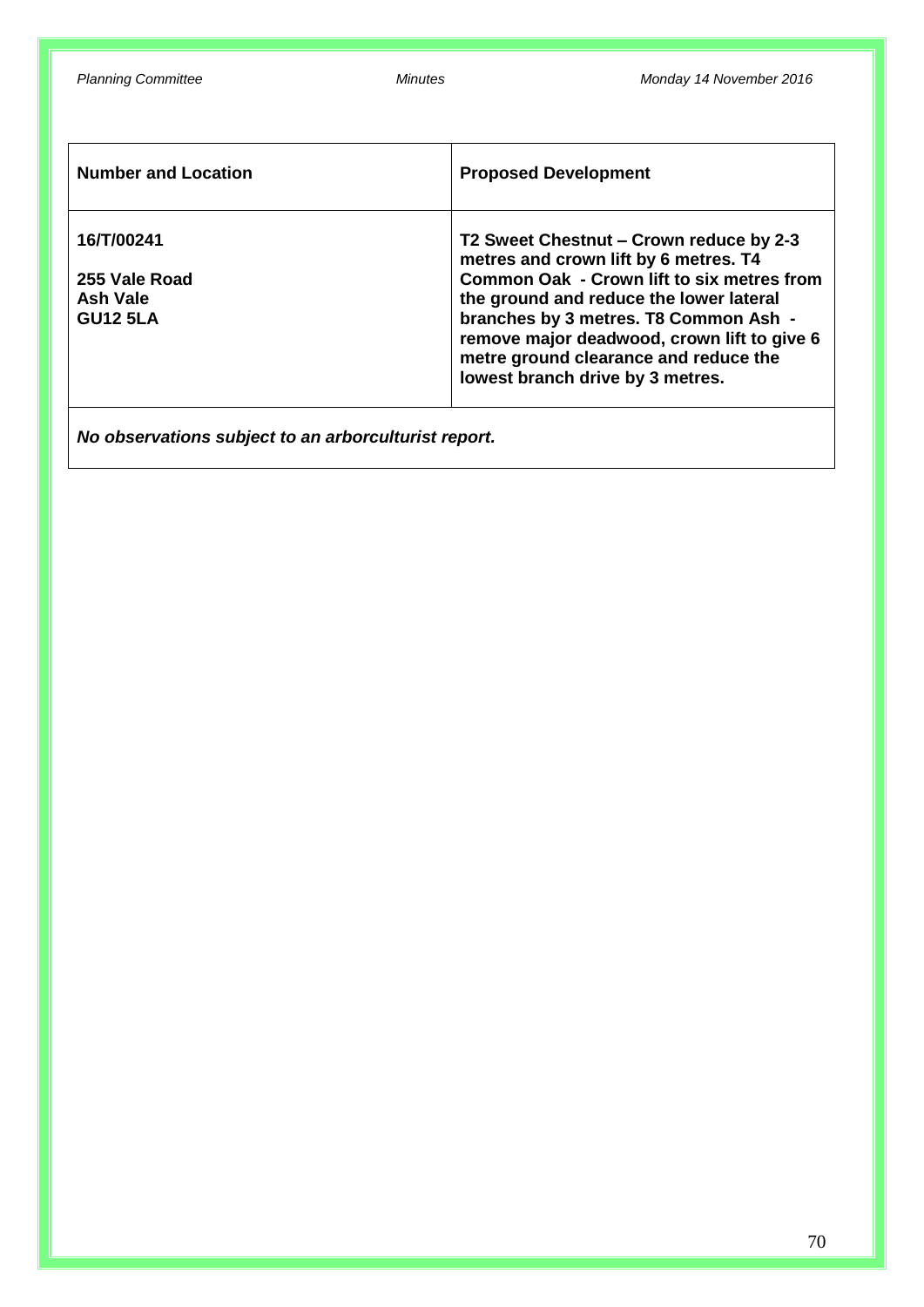| Number and Location | Proposed Development |
|---|---|
| **16/T/00241**<br><br>**255 Vale Road**<br>**Ash Vale**<br>**GU12 5LA** | **T2 Sweet Chestnut – Crown reduce by 2-3 metres and crown lift by 6 metres. T4 Common Oak - Crown lift to six metres from the ground and reduce the lower lateral branches by 3 metres. T8 Common Ash - remove major deadwood, crown lift to give 6 metre ground clearance and reduce the lowest branch drive by 3 metres.** |

***No observations subject to an arborculturist report.***